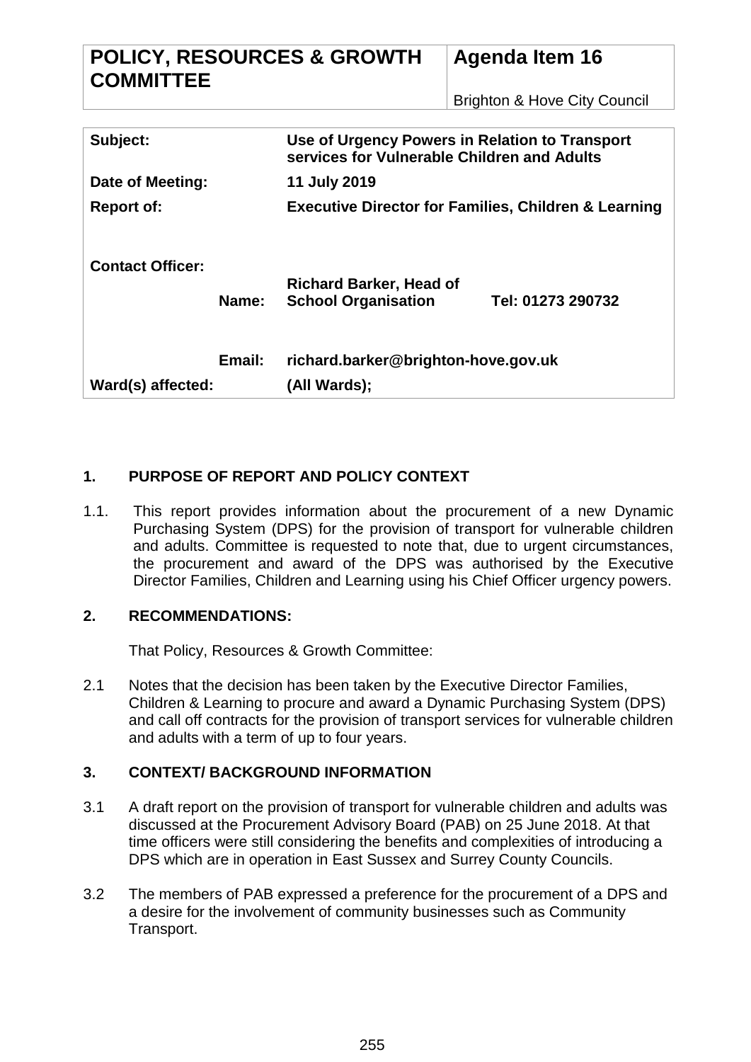| **POLICY, RESOURCES & GROWTH COMMITTEE** | **Agenda Item 16** |
|---|---|
| | Brighton & Hove City Council |

| | | |
|---|---|---|
| **Subject:** | **Use of Urgency Powers in Relation to Transport services for Vulnerable Children and Adults** | |
| **Date of Meeting:** | **11 July 2019** | |
| **Report of:** | **Executive Director for Families, Children & Learning** | |
| **Contact Officer:** | | |
| **Name:** | **Richard Barker, Head of School Organisation** | **Tel: 01273 290732** |
| **Email:** | **richard.barker@brighton-hove.gov.uk** | |
| **Ward(s) affected:** | **(All Wards);** | |

## 1. PURPOSE OF REPORT AND POLICY CONTEXT

1.1. This report provides information about the procurement of a new Dynamic Purchasing System (DPS) for the provision of transport for vulnerable children and adults. Committee is requested to note that, due to urgent circumstances, the procurement and award of the DPS was authorised by the Executive Director Families, Children and Learning using his Chief Officer urgency powers.

## 2. RECOMMENDATIONS:

That Policy, Resources & Growth Committee:

2.1 Notes that the decision has been taken by the Executive Director Families, Children & Learning to procure and award a Dynamic Purchasing System (DPS) and call off contracts for the provision of transport services for vulnerable children and adults with a term of up to four years.

## 3. CONTEXT/ BACKGROUND INFORMATION

3.1 A draft report on the provision of transport for vulnerable children and adults was discussed at the Procurement Advisory Board (PAB) on 25 June 2018. At that time officers were still considering the benefits and complexities of introducing a DPS which are in operation in East Sussex and Surrey County Councils.

3.2 The members of PAB expressed a preference for the procurement of a DPS and a desire for the involvement of community businesses such as Community Transport.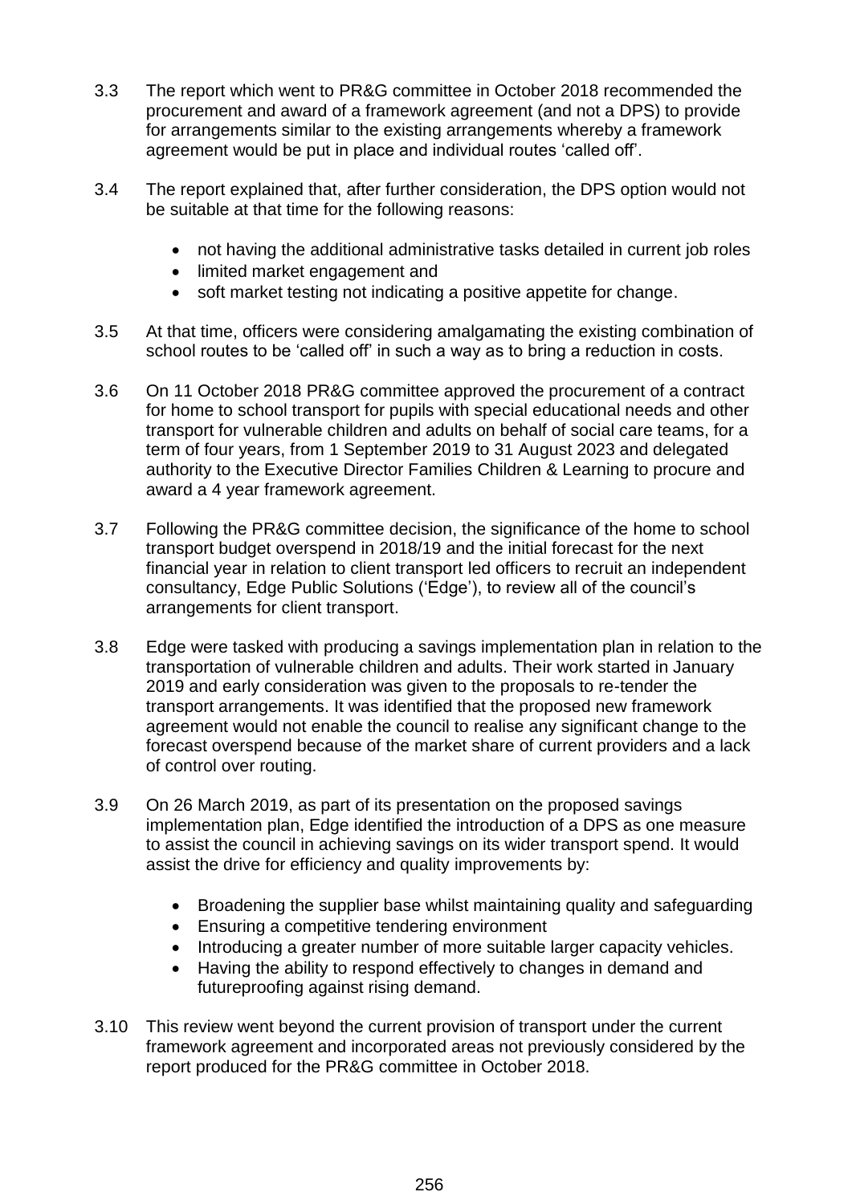3.3 The report which went to PR&G committee in October 2018 recommended the procurement and award of a framework agreement (and not a DPS) to provide for arrangements similar to the existing arrangements whereby a framework agreement would be put in place and individual routes 'called off'.

3.4 The report explained that, after further consideration, the DPS option would not be suitable at that time for the following reasons:

- not having the additional administrative tasks detailed in current job roles
- limited market engagement and
- soft market testing not indicating a positive appetite for change.

3.5 At that time, officers were considering amalgamating the existing combination of school routes to be 'called off' in such a way as to bring a reduction in costs.

3.6 On 11 October 2018 PR&G committee approved the procurement of a contract for home to school transport for pupils with special educational needs and other transport for vulnerable children and adults on behalf of social care teams, for a term of four years, from 1 September 2019 to 31 August 2023 and delegated authority to the Executive Director Families Children & Learning to procure and award a 4 year framework agreement.

3.7 Following the PR&G committee decision, the significance of the home to school transport budget overspend in 2018/19 and the initial forecast for the next financial year in relation to client transport led officers to recruit an independent consultancy, Edge Public Solutions ('Edge'), to review all of the council's arrangements for client transport.

3.8 Edge were tasked with producing a savings implementation plan in relation to the transportation of vulnerable children and adults. Their work started in January 2019 and early consideration was given to the proposals to re-tender the transport arrangements. It was identified that the proposed new framework agreement would not enable the council to realise any significant change to the forecast overspend because of the market share of current providers and a lack of control over routing.

3.9 On 26 March 2019, as part of its presentation on the proposed savings implementation plan, Edge identified the introduction of a DPS as one measure to assist the council in achieving savings on its wider transport spend. It would assist the drive for efficiency and quality improvements by:

- Broadening the supplier base whilst maintaining quality and safeguarding
- Ensuring a competitive tendering environment
- Introducing a greater number of more suitable larger capacity vehicles.
- Having the ability to respond effectively to changes in demand and futureproofing against rising demand.

3.10 This review went beyond the current provision of transport under the current framework agreement and incorporated areas not previously considered by the report produced for the PR&G committee in October 2018.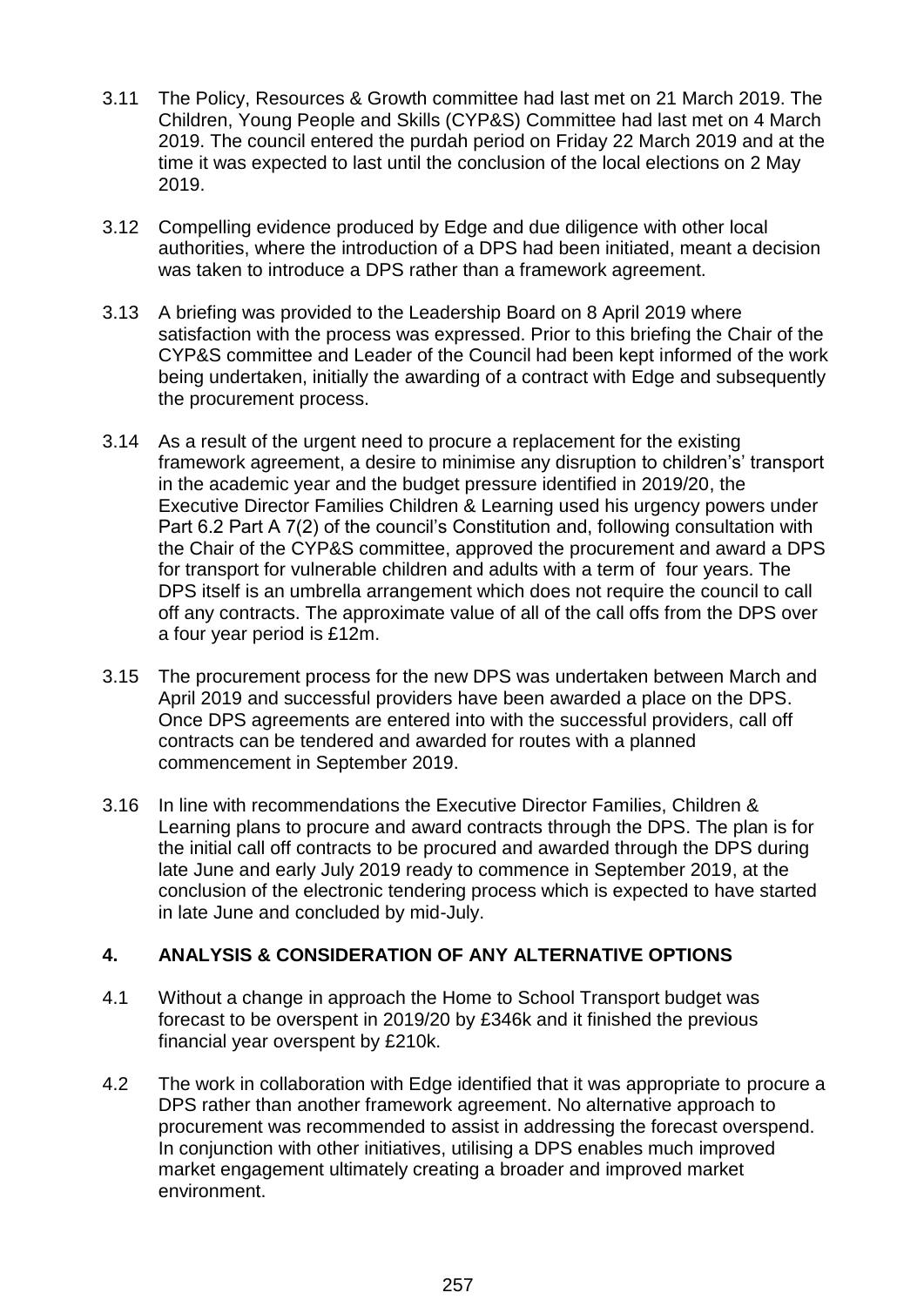3.11 The Policy, Resources & Growth committee had last met on 21 March 2019. The Children, Young People and Skills (CYP&S) Committee had last met on 4 March 2019. The council entered the purdah period on Friday 22 March 2019 and at the time it was expected to last until the conclusion of the local elections on 2 May 2019.

3.12 Compelling evidence produced by Edge and due diligence with other local authorities, where the introduction of a DPS had been initiated, meant a decision was taken to introduce a DPS rather than a framework agreement.

3.13 A briefing was provided to the Leadership Board on 8 April 2019 where satisfaction with the process was expressed. Prior to this briefing the Chair of the CYP&S committee and Leader of the Council had been kept informed of the work being undertaken, initially the awarding of a contract with Edge and subsequently the procurement process.

3.14 As a result of the urgent need to procure a replacement for the existing framework agreement, a desire to minimise any disruption to children's' transport in the academic year and the budget pressure identified in 2019/20, the Executive Director Families Children & Learning used his urgency powers under Part 6.2 Part A 7(2) of the council's Constitution and, following consultation with the Chair of the CYP&S committee, approved the procurement and award a DPS for transport for vulnerable children and adults with a term of four years. The DPS itself is an umbrella arrangement which does not require the council to call off any contracts. The approximate value of all of the call offs from the DPS over a four year period is £12m.

3.15 The procurement process for the new DPS was undertaken between March and April 2019 and successful providers have been awarded a place on the DPS. Once DPS agreements are entered into with the successful providers, call off contracts can be tendered and awarded for routes with a planned commencement in September 2019.

3.16 In line with recommendations the Executive Director Families, Children & Learning plans to procure and award contracts through the DPS. The plan is for the initial call off contracts to be procured and awarded through the DPS during late June and early July 2019 ready to commence in September 2019, at the conclusion of the electronic tendering process which is expected to have started in late June and concluded by mid-July.

## 4. ANALYSIS & CONSIDERATION OF ANY ALTERNATIVE OPTIONS

4.1 Without a change in approach the Home to School Transport budget was forecast to be overspent in 2019/20 by £346k and it finished the previous financial year overspent by £210k.

4.2 The work in collaboration with Edge identified that it was appropriate to procure a DPS rather than another framework agreement. No alternative approach to procurement was recommended to assist in addressing the forecast overspend. In conjunction with other initiatives, utilising a DPS enables much improved market engagement ultimately creating a broader and improved market environment.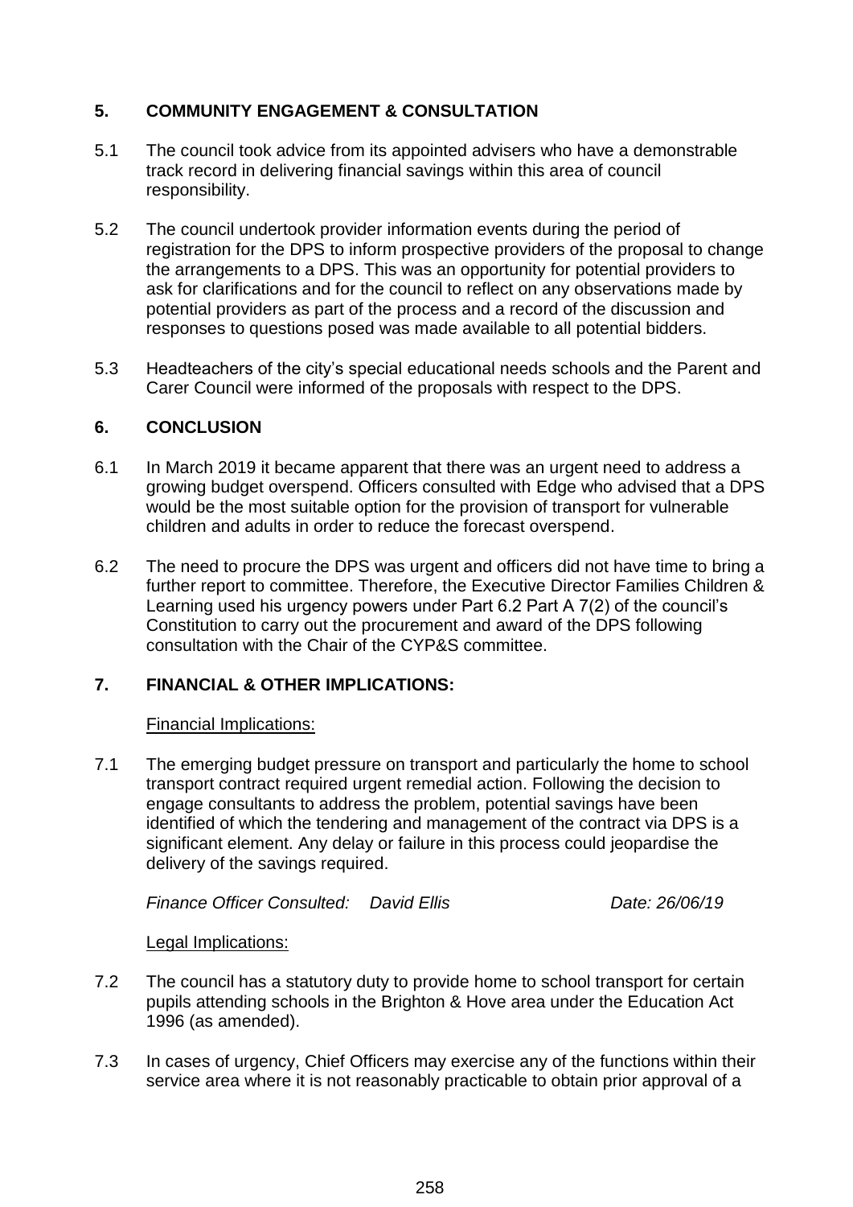## 5. COMMUNITY ENGAGEMENT & CONSULTATION

5.1 The council took advice from its appointed advisers who have a demonstrable track record in delivering financial savings within this area of council responsibility.

5.2 The council undertook provider information events during the period of registration for the DPS to inform prospective providers of the proposal to change the arrangements to a DPS. This was an opportunity for potential providers to ask for clarifications and for the council to reflect on any observations made by potential providers as part of the process and a record of the discussion and responses to questions posed was made available to all potential bidders.

5.3 Headteachers of the city's special educational needs schools and the Parent and Carer Council were informed of the proposals with respect to the DPS.

## 6. CONCLUSION

6.1 In March 2019 it became apparent that there was an urgent need to address a growing budget overspend. Officers consulted with Edge who advised that a DPS would be the most suitable option for the provision of transport for vulnerable children and adults in order to reduce the forecast overspend.

6.2 The need to procure the DPS was urgent and officers did not have time to bring a further report to committee. Therefore, the Executive Director Families Children & Learning used his urgency powers under Part 6.2 Part A 7(2) of the council's Constitution to carry out the procurement and award of the DPS following consultation with the Chair of the CYP&S committee.

## 7. FINANCIAL & OTHER IMPLICATIONS:

Financial Implications:

7.1 The emerging budget pressure on transport and particularly the home to school transport contract required urgent remedial action. Following the decision to engage consultants to address the problem, potential savings have been identified of which the tendering and management of the contract via DPS is a significant element. Any delay or failure in this process could jeopardise the delivery of the savings required.

*Finance Officer Consulted: David Ellis Date: 26/06/19*

Legal Implications:

7.2 The council has a statutory duty to provide home to school transport for certain pupils attending schools in the Brighton & Hove area under the Education Act 1996 (as amended).

7.3 In cases of urgency, Chief Officers may exercise any of the functions within their service area where it is not reasonably practicable to obtain prior approval of a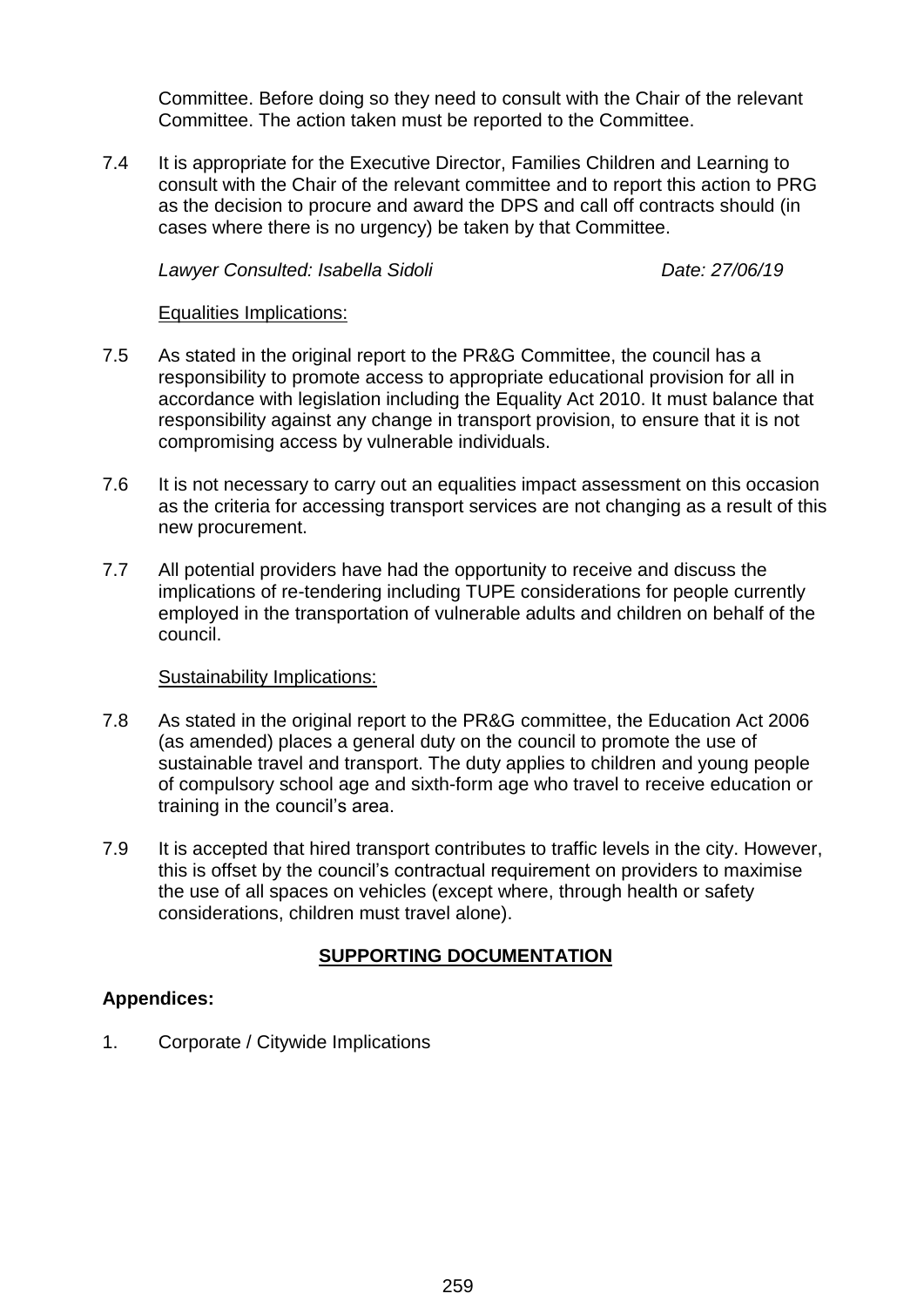Committee. Before doing so they need to consult with the Chair of the relevant Committee. The action taken must be reported to the Committee.

7.4 It is appropriate for the Executive Director, Families Children and Learning to consult with the Chair of the relevant committee and to report this action to PRG as the decision to procure and award the DPS and call off contracts should (in cases where there is no urgency) be taken by that Committee.

*Lawyer Consulted: Isabella Sidoli* *Date: 27/06/19*

Equalities Implications:

7.5 As stated in the original report to the PR&G Committee, the council has a responsibility to promote access to appropriate educational provision for all in accordance with legislation including the Equality Act 2010. It must balance that responsibility against any change in transport provision, to ensure that it is not compromising access by vulnerable individuals.

7.6 It is not necessary to carry out an equalities impact assessment on this occasion as the criteria for accessing transport services are not changing as a result of this new procurement.

7.7 All potential providers have had the opportunity to receive and discuss the implications of re-tendering including TUPE considerations for people currently employed in the transportation of vulnerable adults and children on behalf of the council.

Sustainability Implications:

7.8 As stated in the original report to the PR&G committee, the Education Act 2006 (as amended) places a general duty on the council to promote the use of sustainable travel and transport. The duty applies to children and young people of compulsory school age and sixth-form age who travel to receive education or training in the council's area.

7.9 It is accepted that hired transport contributes to traffic levels in the city. However, this is offset by the council's contractual requirement on providers to maximise the use of all spaces on vehicles (except where, through health or safety considerations, children must travel alone).

## SUPPORTING DOCUMENTATION

**Appendices:**

1. Corporate / Citywide Implications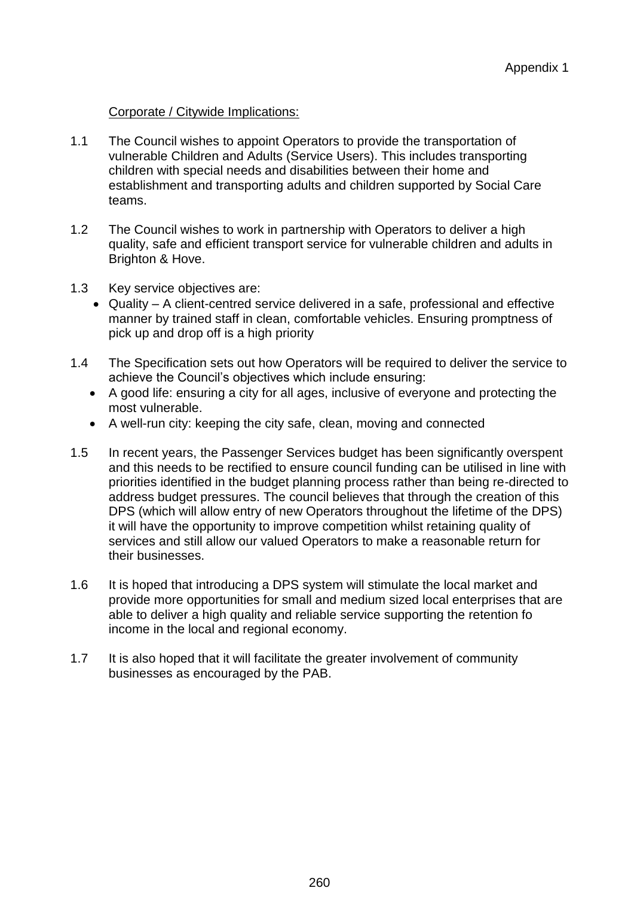Appendix 1

Corporate / Citywide Implications:

1.1 The Council wishes to appoint Operators to provide the transportation of vulnerable Children and Adults (Service Users). This includes transporting children with special needs and disabilities between their home and establishment and transporting adults and children supported by Social Care teams.

1.2 The Council wishes to work in partnership with Operators to deliver a high quality, safe and efficient transport service for vulnerable children and adults in Brighton & Hove.

1.3 Key service objectives are:

- Quality – A client-centred service delivered in a safe, professional and effective manner by trained staff in clean, comfortable vehicles. Ensuring promptness of pick up and drop off is a high priority

1.4 The Specification sets out how Operators will be required to deliver the service to achieve the Council's objectives which include ensuring:

- A good life: ensuring a city for all ages, inclusive of everyone and protecting the most vulnerable.
- A well-run city: keeping the city safe, clean, moving and connected

1.5 In recent years, the Passenger Services budget has been significantly overspent and this needs to be rectified to ensure council funding can be utilised in line with priorities identified in the budget planning process rather than being re-directed to address budget pressures. The council believes that through the creation of this DPS (which will allow entry of new Operators throughout the lifetime of the DPS) it will have the opportunity to improve competition whilst retaining quality of services and still allow our valued Operators to make a reasonable return for their businesses.

1.6 It is hoped that introducing a DPS system will stimulate the local market and provide more opportunities for small and medium sized local enterprises that are able to deliver a high quality and reliable service supporting the retention fo income in the local and regional economy.

1.7 It is also hoped that it will facilitate the greater involvement of community businesses as encouraged by the PAB.